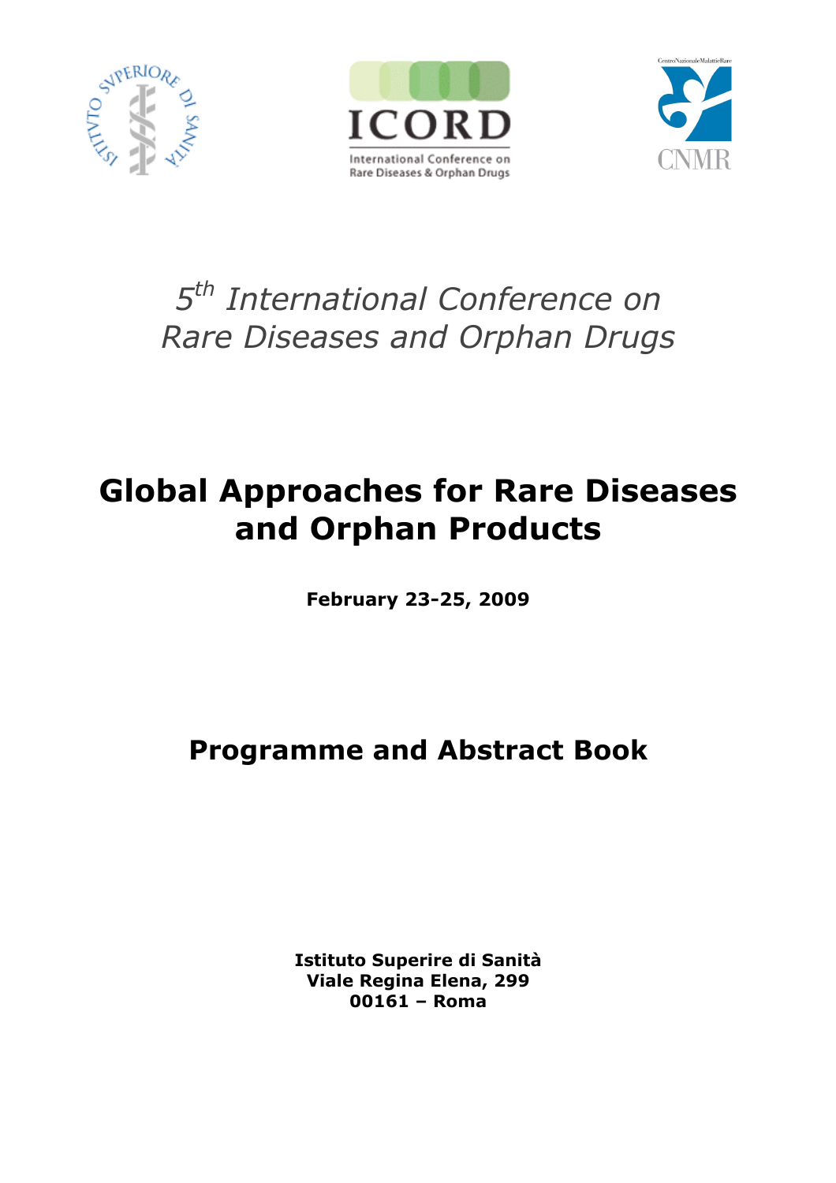ICORD

International Conference on Rare Diseases & Orphan Drugs

CNMR

*5th International Conference on Rare Diseases and Orphan Drugs*

# Global Approaches for Rare Diseases and Orphan Products

**February 23-25, 2009**

## Programme and Abstract Book

**Istituto Superire di Sanità**
**Viale Regina Elena, 299**
**00161 – Roma**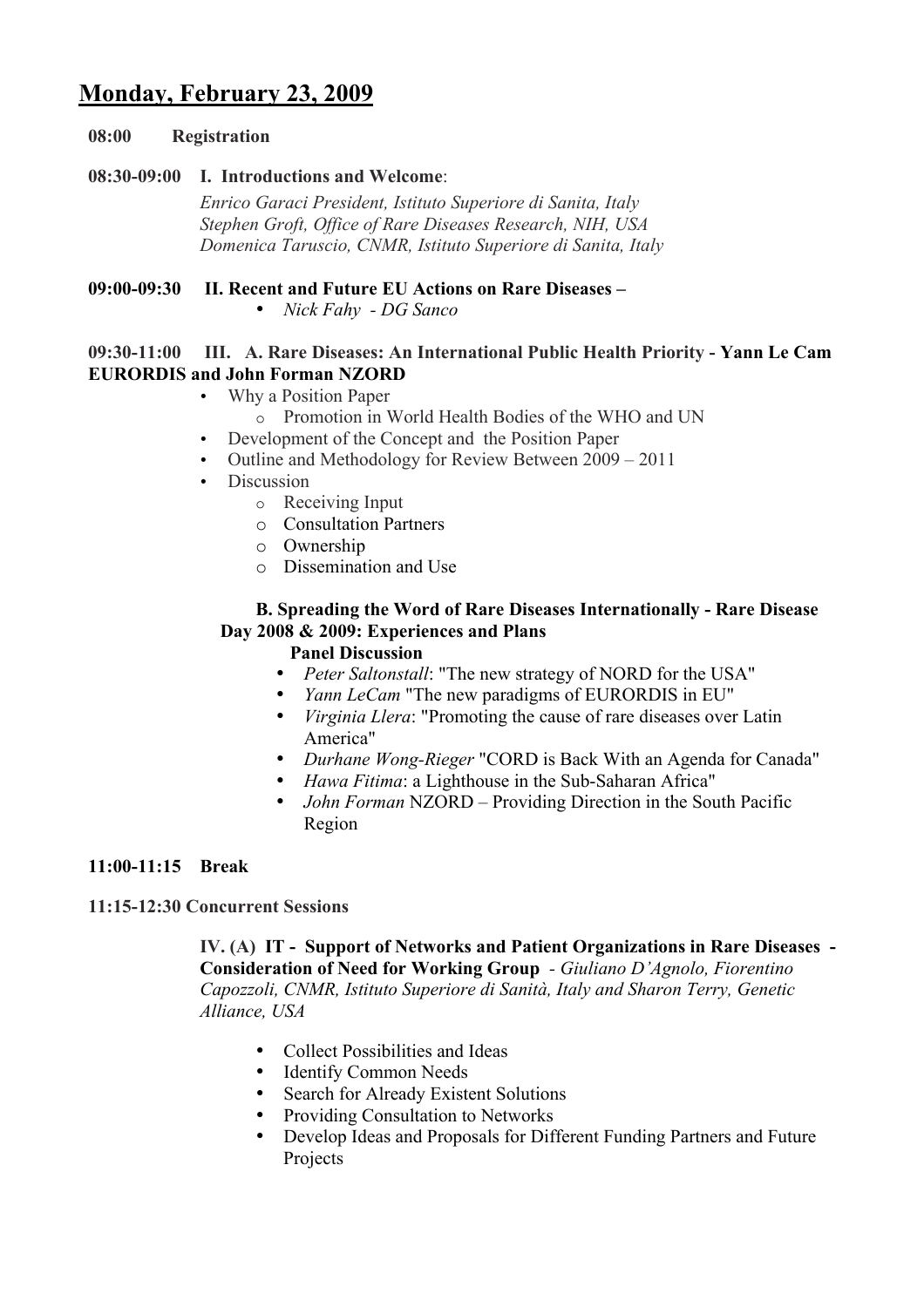# Monday, February 23, 2009

**08:00 Registration**

**08:30-09:00 I. Introductions and Welcome**:

*Enrico Garaci President, Istituto Superiore di Sanita, Italy*
*Stephen Groft, Office of Rare Diseases Research, NIH, USA*
*Domenica Taruscio, CNMR, Istituto Superiore di Sanita, Italy*

**09:00-09:30 II. Recent and Future EU Actions on Rare Diseases –**

- *Nick Fahy - DG Sanco*

**09:30-11:00 III. A. Rare Diseases: An International Public Health Priority - Yann Le Cam EURORDIS and John Forman NZORD**

- Why a Position Paper
  - Promotion in World Health Bodies of the WHO and UN
- Development of the Concept and the Position Paper
- Outline and Methodology for Review Between 2009 – 2011
- Discussion
  - Receiving Input
  - Consultation Partners
  - Ownership
  - Dissemination and Use

**B. Spreading the Word of Rare Diseases Internationally - Rare Disease Day 2008 & 2009: Experiences and Plans**

**Panel Discussion**

- *Peter Saltonstall*: "The new strategy of NORD for the USA"
- *Yann LeCam* "The new paradigms of EURORDIS in EU"
- *Virginia Llera*: "Promoting the cause of rare diseases over Latin America"
- *Durhane Wong-Rieger* "CORD is Back With an Agenda for Canada"
- *Hawa Fitima*: a Lighthouse in the Sub-Saharan Africa"
- *John Forman* NZORD – Providing Direction in the South Pacific Region

**11:00-11:15 Break**

**11:15-12:30 Concurrent Sessions**

**IV. (A) IT - Support of Networks and Patient Organizations in Rare Diseases - Consideration of Need for Working Group** - *Giuliano D'Agnolo, Fiorentino Capozzoli, CNMR, Istituto Superiore di Sanità, Italy and Sharon Terry, Genetic Alliance, USA*

- Collect Possibilities and Ideas
- Identify Common Needs
- Search for Already Existent Solutions
- Providing Consultation to Networks
- Develop Ideas and Proposals for Different Funding Partners and Future Projects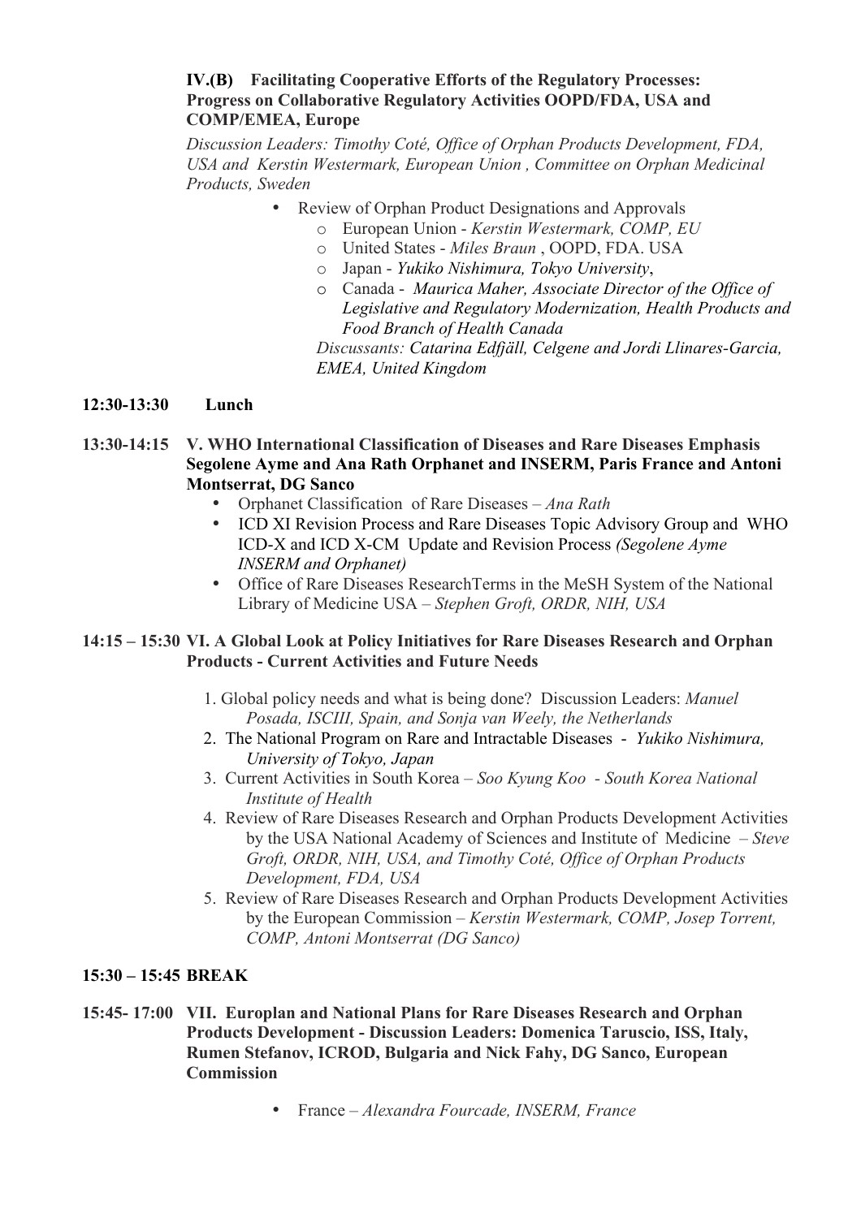**IV.(B) Facilitating Cooperative Efforts of the Regulatory Processes: Progress on Collaborative Regulatory Activities OOPD/FDA, USA and COMP/EMEA, Europe**

*Discussion Leaders: Timothy Coté, Office of Orphan Products Development, FDA, USA and Kerstin Westermark, European Union , Committee on Orphan Medicinal Products, Sweden*

- Review of Orphan Product Designations and Approvals
  - European Union - *Kerstin Westermark, COMP, EU*
  - United States - *Miles Braun* , OOPD, FDA. USA
  - Japan - *Yukiko Nishimura, Tokyo University*,
  - Canada - *Maurica Maher, Associate Director of the Office of Legislative and Regulatory Modernization, Health Products and Food Branch of Health Canada*

  *Discussants: Catarina Edfjäll, Celgene and Jordi Llinares-Garcia, EMEA, United Kingdom*

**12:30-13:30 Lunch**

**13:30-14:15 V. WHO International Classification of Diseases and Rare Diseases Emphasis Segolene Ayme and Ana Rath Orphanet and INSERM, Paris France and Antoni Montserrat, DG Sanco**

- Orphanet Classification of Rare Diseases – *Ana Rath*
- ICD XI Revision Process and Rare Diseases Topic Advisory Group and WHO ICD-X and ICD X-CM Update and Revision Process *(Segolene Ayme INSERM and Orphanet)*
- Office of Rare Diseases ResearchTerms in the MeSH System of the National Library of Medicine USA – *Stephen Groft, ORDR, NIH, USA*

**14:15 – 15:30 VI. A Global Look at Policy Initiatives for Rare Diseases Research and Orphan Products - Current Activities and Future Needs**

1. Global policy needs and what is being done? Discussion Leaders: *Manuel Posada, ISCIII, Spain, and Sonja van Weely, the Netherlands*
2. The National Program on Rare and Intractable Diseases - *Yukiko Nishimura, University of Tokyo, Japan*
3. Current Activities in South Korea – *Soo Kyung Koo - South Korea National Institute of Health*
4. Review of Rare Diseases Research and Orphan Products Development Activities by the USA National Academy of Sciences and Institute of Medicine – *Steve Groft, ORDR, NIH, USA, and Timothy Coté, Office of Orphan Products Development, FDA, USA*
5. Review of Rare Diseases Research and Orphan Products Development Activities by the European Commission – *Kerstin Westermark, COMP, Josep Torrent, COMP, Antoni Montserrat (DG Sanco)*

**15:30 – 15:45 BREAK**

**15:45- 17:00 VII. Europlan and National Plans for Rare Diseases Research and Orphan Products Development - Discussion Leaders: Domenica Taruscio, ISS, Italy, Rumen Stefanov, ICROD, Bulgaria and Nick Fahy, DG Sanco, European Commission**

- France – *Alexandra Fourcade, INSERM, France*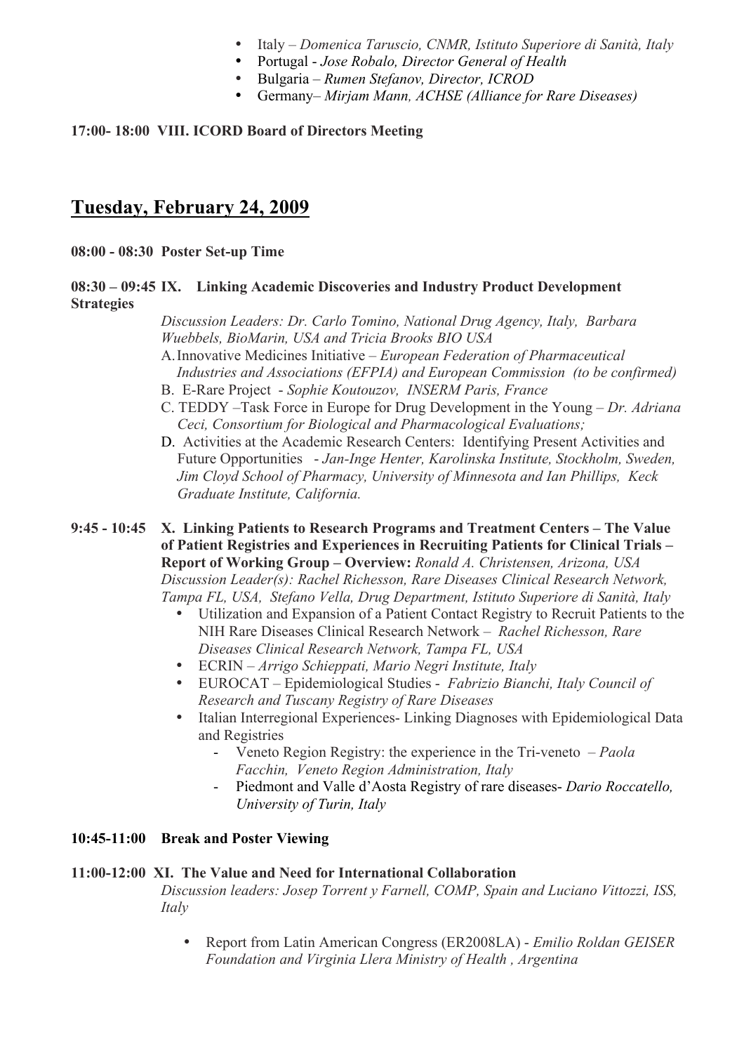- Italy – *Domenica Taruscio, CNMR, Istituto Superiore di Sanità, Italy*
- Portugal - *Jose Robalo, Director General of Health*
- Bulgaria – *Rumen Stefanov, Director, ICROD*
- Germany– *Mirjam Mann, ACHSE (Alliance for Rare Diseases)*

**17:00- 18:00 VIII. ICORD Board of Directors Meeting**

## Tuesday, February 24, 2009

**08:00 - 08:30 Poster Set-up Time**

**08:30 – 09:45 IX. Linking Academic Discoveries and Industry Product Development Strategies**

*Discussion Leaders: Dr. Carlo Tomino, National Drug Agency, Italy, Barbara Wuebbels, BioMarin, USA and Tricia Brooks BIO USA*

A. Innovative Medicines Initiative – *European Federation of Pharmaceutical Industries and Associations (EFPIA) and European Commission (to be confirmed)*

B. E-Rare Project - *Sophie Koutouzov, INSERM Paris, France*

C. TEDDY –Task Force in Europe for Drug Development in the Young – *Dr. Adriana Ceci, Consortium for Biological and Pharmacological Evaluations;*

D. Activities at the Academic Research Centers: Identifying Present Activities and Future Opportunities - *Jan-Inge Henter, Karolinska Institute, Stockholm, Sweden, Jim Cloyd School of Pharmacy, University of Minnesota and Ian Phillips, Keck Graduate Institute, California.*

**9:45 - 10:45 X. Linking Patients to Research Programs and Treatment Centers – The Value of Patient Registries and Experiences in Recruiting Patients for Clinical Trials – Report of Working Group – Overview:** *Ronald A. Christensen, Arizona, USA*

*Discussion Leader(s): Rachel Richesson, Rare Diseases Clinical Research Network, Tampa FL, USA, Stefano Vella, Drug Department, Istituto Superiore di Sanità, Italy*

- Utilization and Expansion of a Patient Contact Registry to Recruit Patients to the NIH Rare Diseases Clinical Research Network – *Rachel Richesson, Rare Diseases Clinical Research Network, Tampa FL, USA*
- ECRIN – *Arrigo Schieppati, Mario Negri Institute, Italy*
- EUROCAT – Epidemiological Studies - *Fabrizio Bianchi, Italy Council of Research and Tuscany Registry of Rare Diseases*
- Italian Interregional Experiences- Linking Diagnoses with Epidemiological Data and Registries
  - Veneto Region Registry: the experience in the Tri-veneto – *Paola Facchin, Veneto Region Administration, Italy*
  - Piedmont and Valle d'Aosta Registry of rare diseases- *Dario Roccatello, University of Turin, Italy*

**10:45-11:00 Break and Poster Viewing**

**11:00-12:00 XI. The Value and Need for International Collaboration**

*Discussion leaders: Josep Torrent y Farnell, COMP, Spain and Luciano Vittozzi, ISS, Italy*

- Report from Latin American Congress (ER2008LA) - *Emilio Roldan GEISER Foundation and Virginia Llera Ministry of Health , Argentina*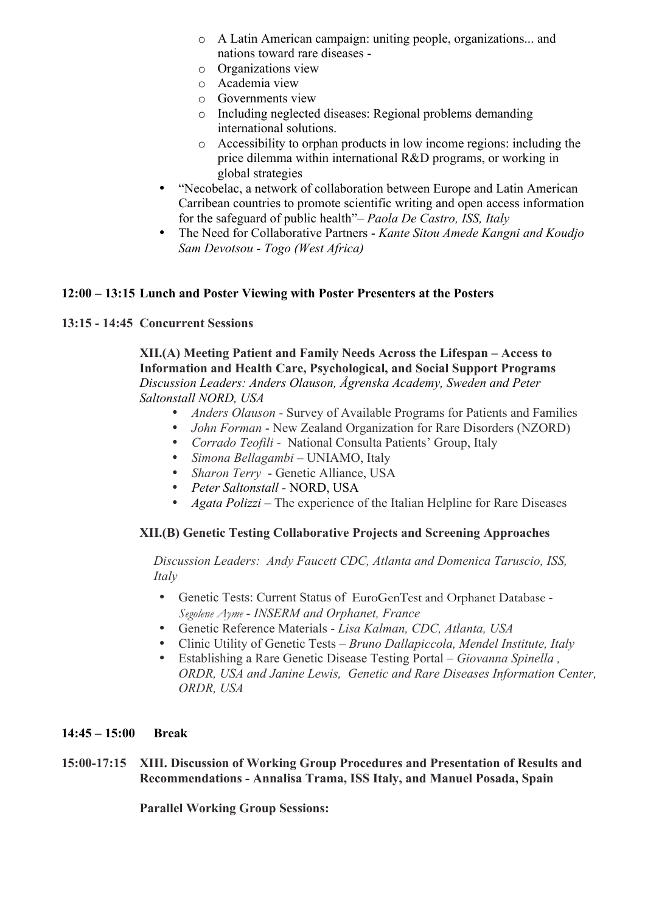- A Latin American campaign: uniting people, organizations... and nations toward rare diseases -
- Organizations view
- Academia view
- Governments view
- Including neglected diseases: Regional problems demanding international solutions.
- Accessibility to orphan products in low income regions: including the price dilemma within international R&D programs, or working in global strategies

- "Necobelac, a network of collaboration between Europe and Latin American Carribean countries to promote scientific writing and open access information for the safeguard of public health"– *Paola De Castro, ISS, Italy*
- The Need for Collaborative Partners - *Kante Sitou Amede Kangni and Koudjo Sam Devotsou - Togo (West Africa)*

**12:00 – 13:15 Lunch and Poster Viewing with Poster Presenters at the Posters**

**13:15 - 14:45 Concurrent Sessions**

**XII.(A) Meeting Patient and Family Needs Across the Lifespan – Access to Information and Health Care, Psychological, and Social Support Programs**
*Discussion Leaders: Anders Olauson, Ågrenska Academy, Sweden and Peter Saltonstall NORD, USA*

- *Anders Olauson* - Survey of Available Programs for Patients and Families
- *John Forman* - New Zealand Organization for Rare Disorders (NZORD)
- *Corrado Teofili* - National Consulta Patients' Group, Italy
- *Simona Bellagambi* – UNIAMO, Italy
- *Sharon Terry* - Genetic Alliance, USA
- *Peter Saltonstall* - NORD, USA
- *Agata Polizzi* – The experience of the Italian Helpline for Rare Diseases

**XII.(B) Genetic Testing Collaborative Projects and Screening Approaches**

*Discussion Leaders: Andy Faucett CDC, Atlanta and Domenica Taruscio, ISS, Italy*

- Genetic Tests: Current Status of EuroGenTest and Orphanet Database - *Segolene Ayme - INSERM and Orphanet, France*
- Genetic Reference Materials - *Lisa Kalman, CDC, Atlanta, USA*
- Clinic Utility of Genetic Tests – *Bruno Dallapiccola, Mendel Institute, Italy*
- Establishing a Rare Genetic Disease Testing Portal – *Giovanna Spinella , ORDR, USA and Janine Lewis, Genetic and Rare Diseases Information Center, ORDR, USA*

**14:45 – 15:00 Break**

**15:00-17:15 XIII. Discussion of Working Group Procedures and Presentation of Results and Recommendations - Annalisa Trama, ISS Italy, and Manuel Posada, Spain**

**Parallel Working Group Sessions:**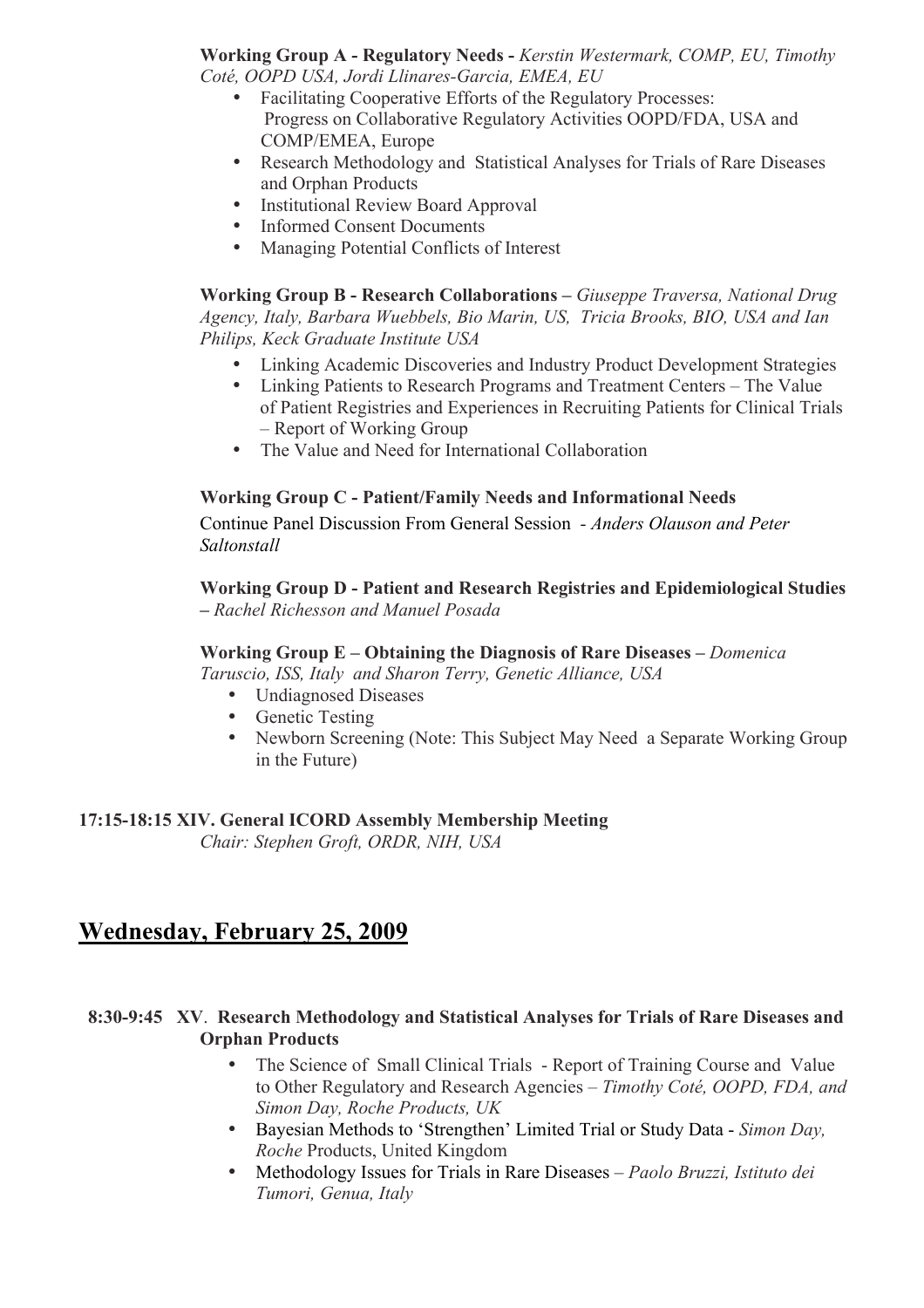**Working Group A - Regulatory Needs -** *Kerstin Westermark, COMP, EU, Timothy Coté, OOPD USA, Jordi Llinares-Garcia, EMEA, EU*

- Facilitating Cooperative Efforts of the Regulatory Processes: Progress on Collaborative Regulatory Activities OOPD/FDA, USA and COMP/EMEA, Europe
- Research Methodology and Statistical Analyses for Trials of Rare Diseases and Orphan Products
- Institutional Review Board Approval
- Informed Consent Documents
- Managing Potential Conflicts of Interest

**Working Group B - Research Collaborations –** *Giuseppe Traversa, National Drug Agency, Italy, Barbara Wuebbels, Bio Marin, US, Tricia Brooks, BIO, USA and Ian Philips, Keck Graduate Institute USA*

- Linking Academic Discoveries and Industry Product Development Strategies
- Linking Patients to Research Programs and Treatment Centers – The Value of Patient Registries and Experiences in Recruiting Patients for Clinical Trials – Report of Working Group
- The Value and Need for International Collaboration

**Working Group C - Patient/Family Needs and Informational Needs**

Continue Panel Discussion From General Session - *Anders Olauson and Peter Saltonstall*

**Working Group D - Patient and Research Registries and Epidemiological Studies –** *Rachel Richesson and Manuel Posada*

**Working Group E – Obtaining the Diagnosis of Rare Diseases –** *Domenica Taruscio, ISS, Italy and Sharon Terry, Genetic Alliance, USA*

- Undiagnosed Diseases
- Genetic Testing
- Newborn Screening (Note: This Subject May Need a Separate Working Group in the Future)

**17:15-18:15 XIV. General ICORD Assembly Membership Meeting**
*Chair: Stephen Groft, ORDR, NIH, USA*

## Wednesday, February 25, 2009

**8:30-9:45 XV. Research Methodology and Statistical Analyses for Trials of Rare Diseases and Orphan Products**

- The Science of Small Clinical Trials - Report of Training Course and Value to Other Regulatory and Research Agencies – *Timothy Coté, OOPD, FDA, and Simon Day, Roche Products, UK*
- Bayesian Methods to 'Strengthen' Limited Trial or Study Data - *Simon Day, Roche* Products, United Kingdom
- Methodology Issues for Trials in Rare Diseases – *Paolo Bruzzi, Istituto dei Tumori, Genua, Italy*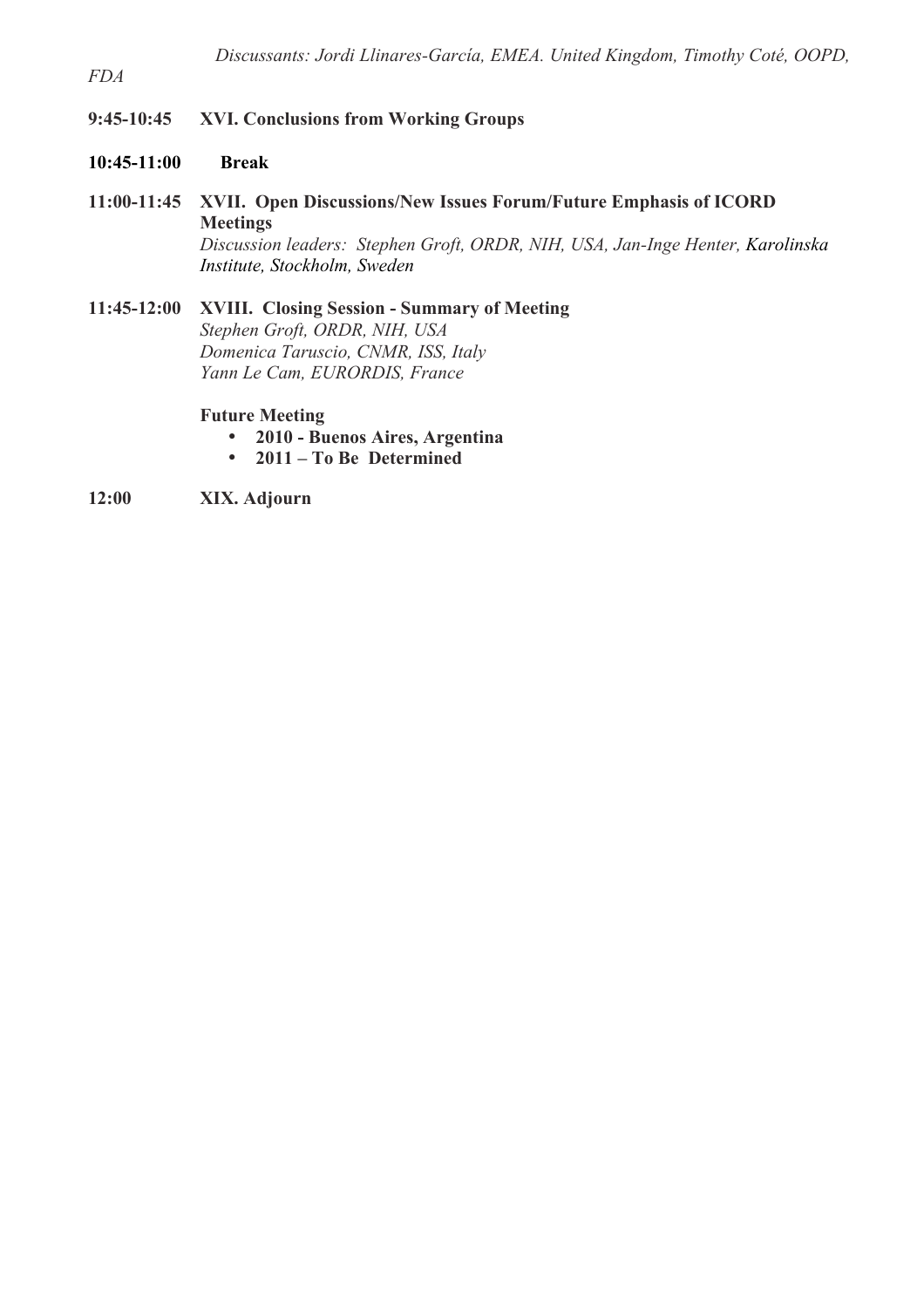*Discussants: Jordi Llinares-García, EMEA. United Kingdom, Timothy Coté, OOPD, FDA*

**9:45-10:45 XVI. Conclusions from Working Groups**

**10:45-11:00 Break**

**11:00-11:45 XVII. Open Discussions/New Issues Forum/Future Emphasis of ICORD Meetings**
*Discussion leaders: Stephen Groft, ORDR, NIH, USA, Jan-Inge Henter, Karolinska Institute, Stockholm, Sweden*

**11:45-12:00 XVIII. Closing Session - Summary of Meeting**
*Stephen Groft, ORDR, NIH, USA*
*Domenica Taruscio, CNMR, ISS, Italy*
*Yann Le Cam, EURORDIS, France*

**Future Meeting**

- **2010 - Buenos Aires, Argentina**
- **2011 – To Be Determined**

**12:00 XIX. Adjourn**